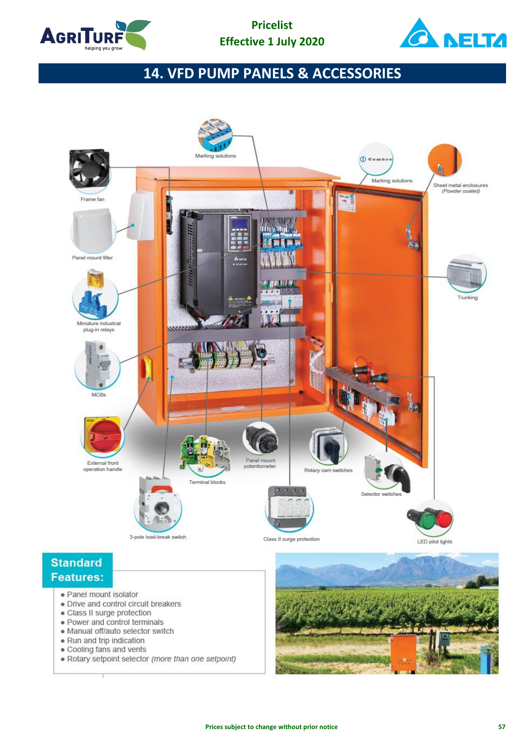Pricelist
Effective 1 July 2020

# 14. VFD PUMP PANELS & ACCESSORIES

Marking solutions

Frame fan

Marking solutions

Sheet metal enclosures *(Powder coated)*

Panel mount filter

Trunking

Miniature industrial plug-in relays

MCBs

External front operation handle

Terminal blocks

Panel mount potentiometer

Rotary cam switches

Selector switches

3-pole load-break switch

Class II surge protection

LED pilot lights

## Standard Features:

- Panel mount isolator
- Drive and control circuit breakers
- Class II surge protection
- Power and control terminals
- Manual off/auto selector switch
- Run and trip indication
- Cooling fans and vents
- Rotary setpoint selector *(more than one setpoint)*

Prices subject to change without prior notice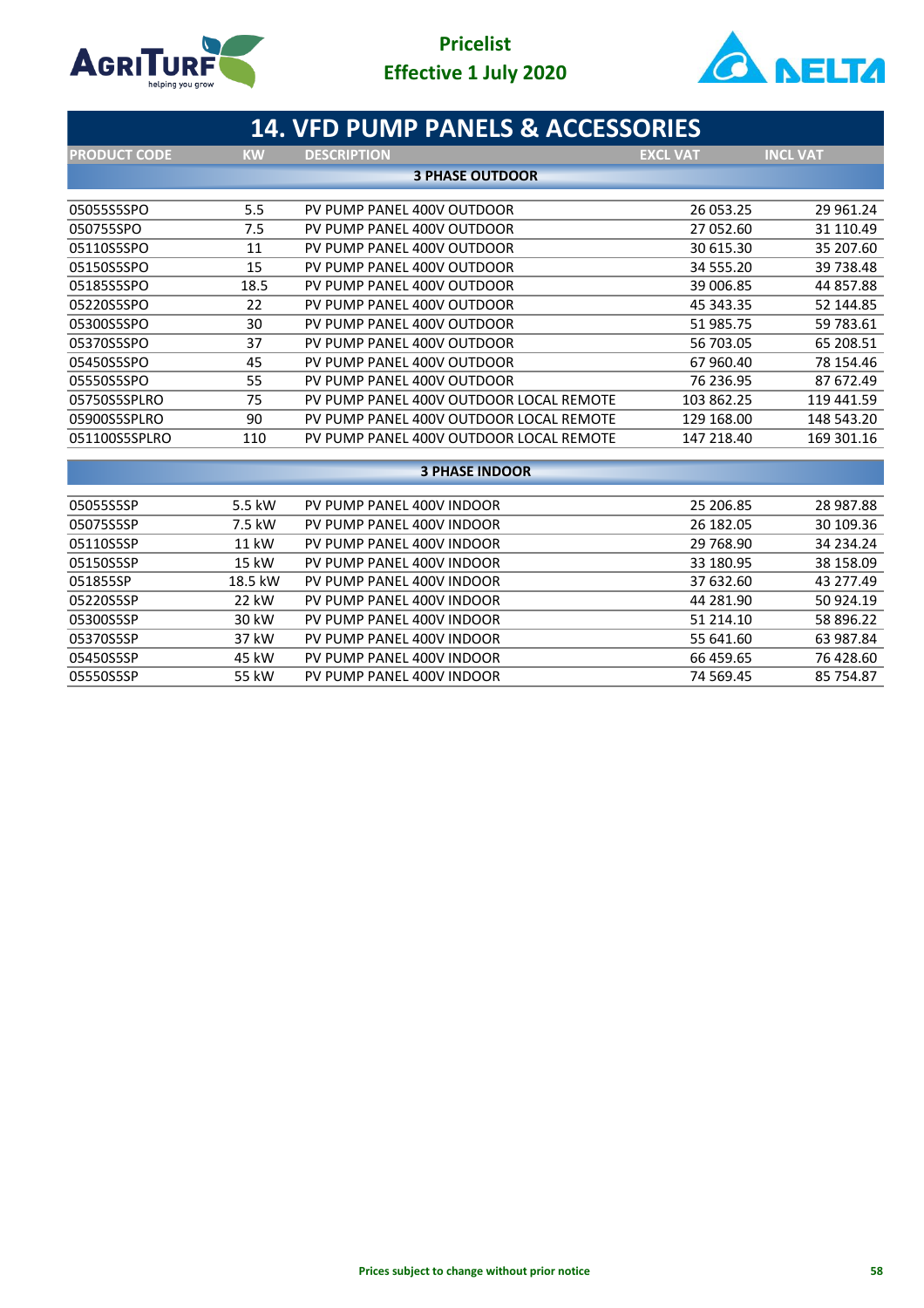Pricelist

Effective 1 July 2020

# 14. VFD PUMP PANELS & ACCESSORIES

| PRODUCT CODE | KW | DESCRIPTION | EXCL VAT | INCL VAT |
|---|---|---|---|---|
| | | **3 PHASE OUTDOOR** | | |
| 05055S5SPO | 5.5 | PV PUMP PANEL 400V OUTDOOR | 26 053.25 | 29 961.24 |
| 050755SPO | 7.5 | PV PUMP PANEL 400V OUTDOOR | 27 052.60 | 31 110.49 |
| 05110S5SPO | 11 | PV PUMP PANEL 400V OUTDOOR | 30 615.30 | 35 207.60 |
| 05150S5SPO | 15 | PV PUMP PANEL 400V OUTDOOR | 34 555.20 | 39 738.48 |
| 05185S5SPO | 18.5 | PV PUMP PANEL 400V OUTDOOR | 39 006.85 | 44 857.88 |
| 05220S5SPO | 22 | PV PUMP PANEL 400V OUTDOOR | 45 343.35 | 52 144.85 |
| 05300S5SPO | 30 | PV PUMP PANEL 400V OUTDOOR | 51 985.75 | 59 783.61 |
| 05370S5SPO | 37 | PV PUMP PANEL 400V OUTDOOR | 56 703.05 | 65 208.51 |
| 05450S5SPO | 45 | PV PUMP PANEL 400V OUTDOOR | 67 960.40 | 78 154.46 |
| 05550S5SPO | 55 | PV PUMP PANEL 400V OUTDOOR | 76 236.95 | 87 672.49 |
| 05750S5SPLRO | 75 | PV PUMP PANEL 400V OUTDOOR LOCAL REMOTE | 103 862.25 | 119 441.59 |
| 05900S5SPLRO | 90 | PV PUMP PANEL 400V OUTDOOR LOCAL REMOTE | 129 168.00 | 148 543.20 |
| 051100S5SPLRO | 110 | PV PUMP PANEL 400V OUTDOOR LOCAL REMOTE | 147 218.40 | 169 301.16 |
| | | **3 PHASE INDOOR** | | |
| 05055S5SP | 5.5 kW | PV PUMP PANEL 400V INDOOR | 25 206.85 | 28 987.88 |
| 05075S5SP | 7.5 kW | PV PUMP PANEL 400V INDOOR | 26 182.05 | 30 109.36 |
| 05110S5SP | 11 kW | PV PUMP PANEL 400V INDOOR | 29 768.90 | 34 234.24 |
| 05150S5SP | 15 kW | PV PUMP PANEL 400V INDOOR | 33 180.95 | 38 158.09 |
| 051855SP | 18.5 kW | PV PUMP PANEL 400V INDOOR | 37 632.60 | 43 277.49 |
| 05220S5SP | 22 kW | PV PUMP PANEL 400V INDOOR | 44 281.90 | 50 924.19 |
| 05300S5SP | 30 kW | PV PUMP PANEL 400V INDOOR | 51 214.10 | 58 896.22 |
| 05370S5SP | 37 kW | PV PUMP PANEL 400V INDOOR | 55 641.60 | 63 987.84 |
| 05450S5SP | 45 kW | PV PUMP PANEL 400V INDOOR | 66 459.65 | 76 428.60 |
| 05550S5SP | 55 kW | PV PUMP PANEL 400V INDOOR | 74 569.45 | 85 754.87 |

Prices subject to change without prior notice